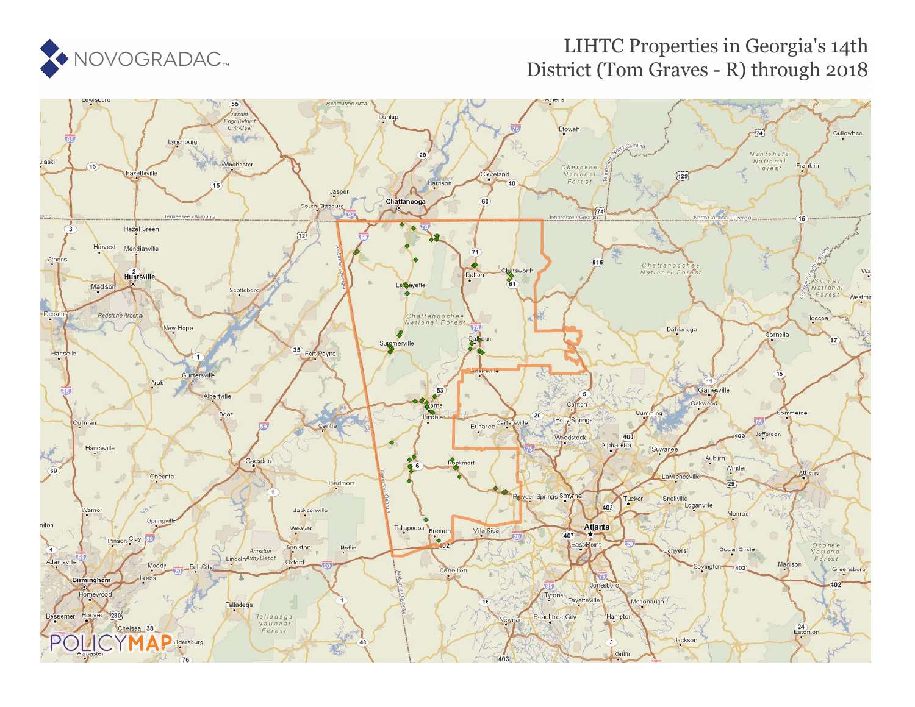# LIHTC Properties in Georgia's 14th District (Tom Graves - R) through 2018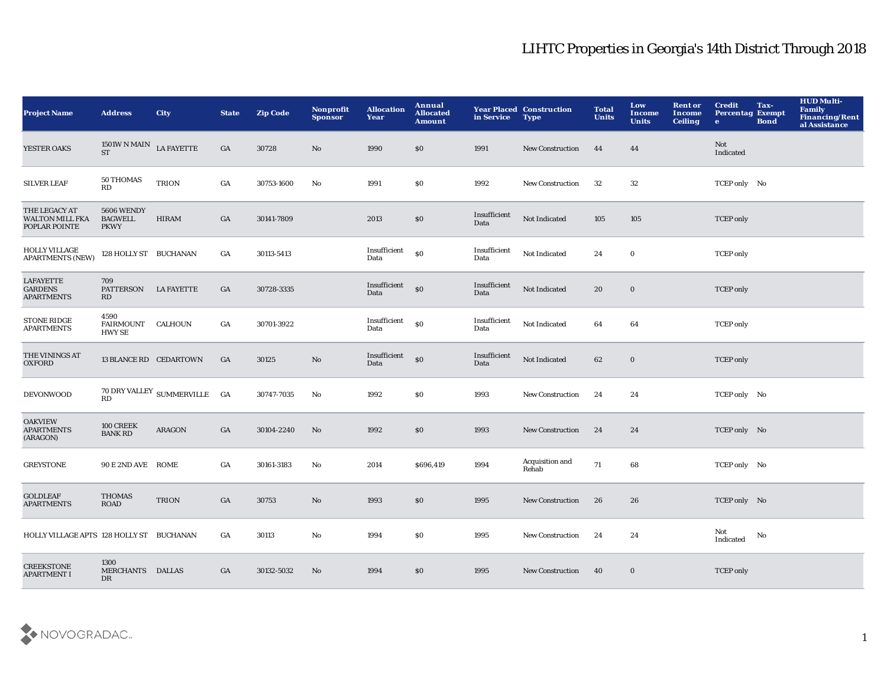# LIHTC Properties in Georgia's 14th District Through 2018

| Project Name | Address | City | State | Zip Code | Nonprofit Sponsor | Allocation Year | Annual Allocated Amount | Year Placed in Service | Construction Type | Total Units | Low Income Units | Rent or Income Ceiling | Credit Percentage | Tax-Exempt Bond | HUD Multi-Family Financing/Rental Assistance |
|---|---|---|---|---|---|---|---|---|---|---|---|---|---|---|---|
| YESTER OAKS | 1501W N MAIN ST | LA FAYETTE | GA | 30728 | No | 1990 | $0 | 1991 | New Construction | 44 | 44 | | Not Indicated | | |
| SILVER LEAF | 50 THOMAS RD | TRION | GA | 30753-1600 | No | 1991 | $0 | 1992 | New Construction | 32 | 32 | | TCEP only | No | |
| THE LEGACY AT WALTON MILL FKA POPLAR POINTE | 5606 WENDY BAGWELL PKWY | HIRAM | GA | 30141-7809 | | 2013 | $0 | Insufficient Data | Not Indicated | 105 | 105 | | TCEP only | | |
| HOLLY VILLAGE APARTMENTS (NEW) | 128 HOLLY ST | BUCHANAN | GA | 30113-5413 | | Insufficient Data | $0 | Insufficient Data | Not Indicated | 24 | 0 | | TCEP only | | |
| LAFAYETTE GARDENS APARTMENTS | 709 PATTERSON RD | LA FAYETTE | GA | 30728-3335 | | Insufficient Data | $0 | Insufficient Data | Not Indicated | 20 | 0 | | TCEP only | | |
| STONE RIDGE APARTMENTS | 4590 FAIRMOUNT HWY SE | CALHOUN | GA | 30701-3922 | | Insufficient Data | $0 | Insufficient Data | Not Indicated | 64 | 64 | | TCEP only | | |
| THE VININGS AT OXFORD | 13 BLANCE RD | CEDARTOWN | GA | 30125 | No | Insufficient Data | $0 | Insufficient Data | Not Indicated | 62 | 0 | | TCEP only | | |
| DEVONWOOD | 70 DRY VALLEY RD | SUMMERVILLE | GA | 30747-7035 | No | 1992 | $0 | 1993 | New Construction | 24 | 24 | | TCEP only | No | |
| OAKVIEW APARTMENTS (ARAGON) | 100 CREEK BANK RD | ARAGON | GA | 30104-2240 | No | 1992 | $0 | 1993 | New Construction | 24 | 24 | | TCEP only | No | |
| GREYSTONE | 90 E 2ND AVE | ROME | GA | 30161-3183 | No | 2014 | $696,419 | 1994 | Acquisition and Rehab | 71 | 68 | | TCEP only | No | |
| GOLDLEAF APARTMENTS | THOMAS ROAD | TRION | GA | 30753 | No | 1993 | $0 | 1995 | New Construction | 26 | 26 | | TCEP only | No | |
| HOLLY VILLAGE APTS | 128 HOLLY ST | BUCHANAN | GA | 30113 | No | 1994 | $0 | 1995 | New Construction | 24 | 24 | | Not Indicated | No | |
| CREEKSTONE APARTMENT I | 1300 MERCHANTS DR | DALLAS | GA | 30132-5032 | No | 1994 | $0 | 1995 | New Construction | 40 | 0 | | TCEP only | | |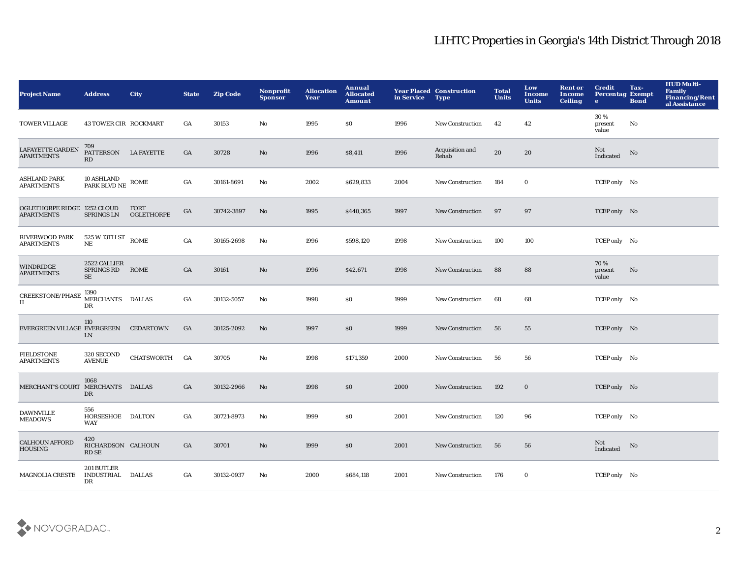# LIHTC Properties in Georgia's 14th District Through 2018

| Project Name | Address | City | State | Zip Code | Nonprofit Sponsor | Allocation Year | Annual Allocated Amount | Year Placed in Service | Construction Type | Total Units | Low Income Units | Rent or Income Ceiling | Credit Percentage | Tax-Exempt Bond | HUD Multi-Family Financing/Rental Assistance |
|---|---|---|---|---|---|---|---|---|---|---|---|---|---|---|---|
| TOWER VILLAGE | 43 TOWER CIR | ROCKMART | GA | 30153 | No | 1995 | $0 | 1996 | New Construction | 42 | 42 | | 30 % present value | No | |
| LAFAYETTE GARDEN APARTMENTS | 709 PATTERSON RD | LA FAYETTE | GA | 30728 | No | 1996 | $8,411 | 1996 | Acquisition and Rehab | 20 | 20 | | Not Indicated | No | |
| ASHLAND PARK APARTMENTS | 10 ASHLAND PARK BLVD NE | ROME | GA | 30161-8691 | No | 2002 | $629,833 | 2004 | New Construction | 184 | 0 | | TCEP only | No | |
| OGLETHORPE RIDGE APARTMENTS | 1252 CLOUD SPRINGS LN | FORT OGLETHORPE | GA | 30742-3897 | No | 1995 | $440,365 | 1997 | New Construction | 97 | 97 | | TCEP only | No | |
| RIVERWOOD PARK APARTMENTS | 525 W 13TH ST NE | ROME | GA | 30165-2698 | No | 1996 | $598,120 | 1998 | New Construction | 100 | 100 | | TCEP only | No | |
| WINDRIDGE APARTMENTS | 2522 CALLIER SPRINGS RD SE | ROME | GA | 30161 | No | 1996 | $42,671 | 1998 | New Construction | 88 | 88 | | 70 % present value | No | |
| CREEKSTONE/PHASE II | 1390 MERCHANTS DR | DALLAS | GA | 30132-5057 | No | 1998 | $0 | 1999 | New Construction | 68 | 68 | | TCEP only | No | |
| EVERGREEN VILLAGE | 110 EVERGREEN LN | CEDARTOWN | GA | 30125-2092 | No | 1997 | $0 | 1999 | New Construction | 56 | 55 | | TCEP only | No | |
| FIELDSTONE APARTMENTS | 320 SECOND AVENUE | CHATSWORTH | GA | 30705 | No | 1998 | $171,359 | 2000 | New Construction | 56 | 56 | | TCEP only | No | |
| MERCHANT'S COURT | 1068 MERCHANTS DR | DALLAS | GA | 30132-2966 | No | 1998 | $0 | 2000 | New Construction | 192 | 0 | | TCEP only | No | |
| DAWNVILLE MEADOWS | 556 HORSESHOE WAY | DALTON | GA | 30721-8973 | No | 1999 | $0 | 2001 | New Construction | 120 | 96 | | TCEP only | No | |
| CALHOUN AFFORD HOUSING | 420 RICHARDSON RD SE | CALHOUN | GA | 30701 | No | 1999 | $0 | 2001 | New Construction | 56 | 56 | | Not Indicated | No | |
| MAGNOLIA CRESTE | 201 BUTLER INDUSTRIAL DR | DALLAS | GA | 30132-0937 | No | 2000 | $684,118 | 2001 | New Construction | 176 | 0 | | TCEP only | No | |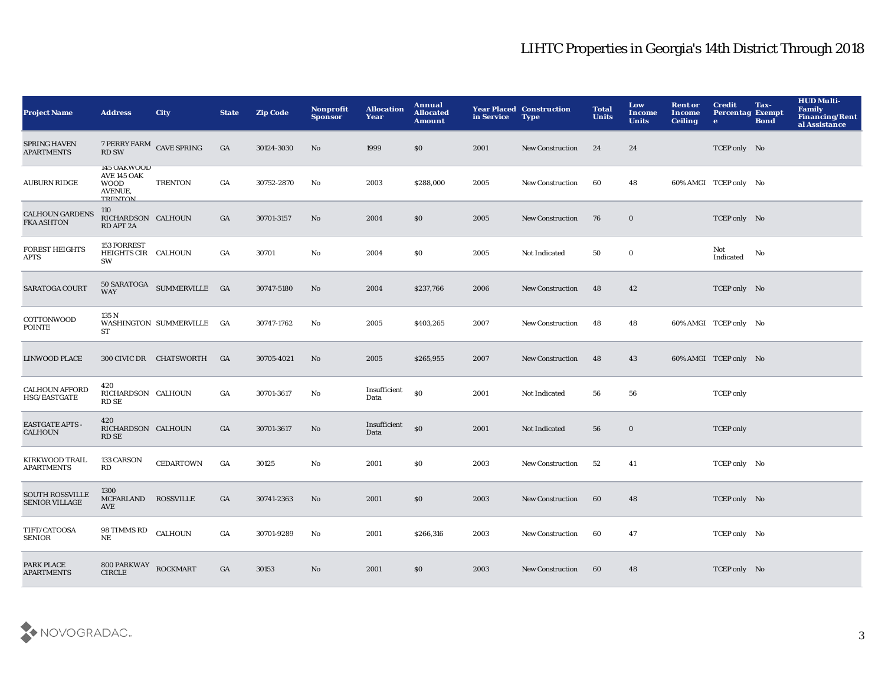# LIHTC Properties in Georgia's 14th District Through 2018

| Project Name | Address | City | State | Zip Code | Nonprofit Sponsor | Allocation Year | Annual Allocated Amount | Year Placed in Service | Construction Type | Total Units | Low Income Units | Rent or Income Ceiling | Credit Percentage | Tax-Exempt Bond | HUD Multi-Family Financing/Rental Assistance |
|---|---|---|---|---|---|---|---|---|---|---|---|---|---|---|---|
| SPRING HAVEN APARTMENTS | 7 PERRY FARM RD SW | CAVE SPRING | GA | 30124-3030 | No | 1999 | $0 | 2001 | New Construction | 24 | 24 | | TCEP only | No | |
| AUBURN RIDGE | 145 OAKWOOD AVE 145 OAK WOOD AVENUE, TRENTON | TRENTON | GA | 30752-2870 | No | 2003 | $288,000 | 2005 | New Construction | 60 | 48 | 60% AMGI | TCEP only | No | |
| CALHOUN GARDENS FKA ASHTON | 110 RICHARDSON RD APT 2A | CALHOUN | GA | 30701-3157 | No | 2004 | $0 | 2005 | New Construction | 76 | 0 | | TCEP only | No | |
| FOREST HEIGHTS APTS | 153 FORREST HEIGHTS CIR SW | CALHOUN | GA | 30701 | No | 2004 | $0 | 2005 | Not Indicated | 50 | 0 | | Not Indicated | No | |
| SARATOGA COURT | 50 SARATOGA WAY | SUMMERVILLE | GA | 30747-5180 | No | 2004 | $237,766 | 2006 | New Construction | 48 | 42 | | TCEP only | No | |
| COTTONWOOD POINTE | 135 N WASHINGTON ST | SUMMERVILLE | GA | 30747-1762 | No | 2005 | $403,265 | 2007 | New Construction | 48 | 48 | 60% AMGI | TCEP only | No | |
| LINWOOD PLACE | 300 CIVIC DR | CHATSWORTH | GA | 30705-4021 | No | 2005 | $265,955 | 2007 | New Construction | 48 | 43 | 60% AMGI | TCEP only | No | |
| CALHOUN AFFORD HSG/EASTGATE | 420 RICHARDSON RD SE | CALHOUN | GA | 30701-3617 | No | Insufficient Data | $0 | 2001 | Not Indicated | 56 | 56 | | TCEP only | | |
| EASTGATE APTS - CALHOUN | 420 RICHARDSON RD SE | CALHOUN | GA | 30701-3617 | No | Insufficient Data | $0 | 2001 | Not Indicated | 56 | 0 | | TCEP only | | |
| KIRKWOOD TRAIL APARTMENTS | 133 CARSON RD | CEDARTOWN | GA | 30125 | No | 2001 | $0 | 2003 | New Construction | 52 | 41 | | TCEP only | No | |
| SOUTH ROSSVILLE SENIOR VILLAGE | 1300 MCFARLAND AVE | ROSSVILLE | GA | 30741-2363 | No | 2001 | $0 | 2003 | New Construction | 60 | 48 | | TCEP only | No | |
| TIFT/CATOOSA SENIOR | 98 TIMMS RD NE | CALHOUN | GA | 30701-9289 | No | 2001 | $266,316 | 2003 | New Construction | 60 | 47 | | TCEP only | No | |
| PARK PLACE APARTMENTS | 800 PARKWAY CIRCLE | ROCKMART | GA | 30153 | No | 2001 | $0 | 2003 | New Construction | 60 | 48 | | TCEP only | No | |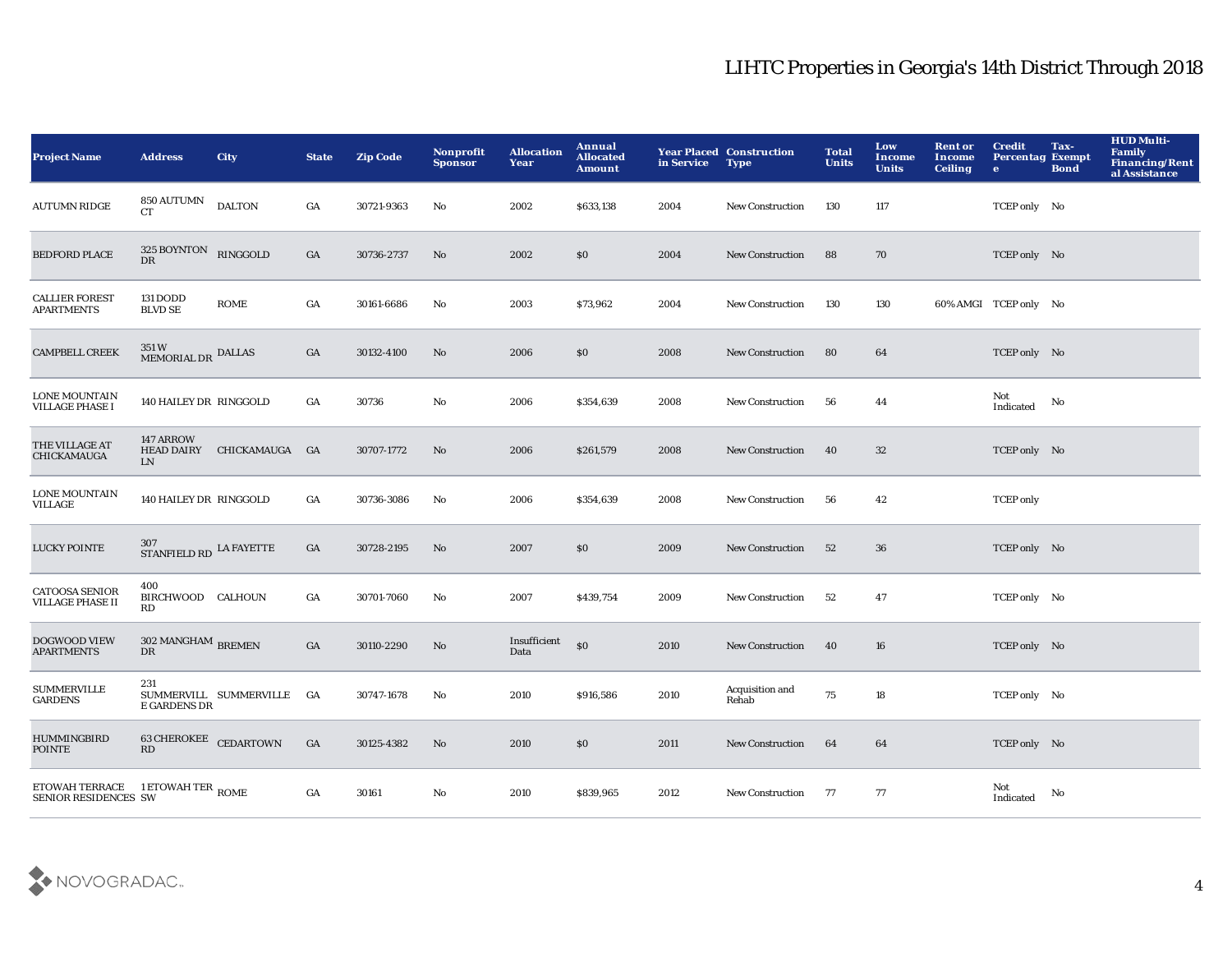## LIHTC Properties in Georgia's 14th District Through 2018

| Project Name | Address | City | State | Zip Code | Nonprofit Sponsor | Allocation Year | Annual Allocated Amount | Year Placed in Service | Construction Type | Total Units | Low Income Units | Rent or Income Ceiling | Credit Percentage | Tax-Exempt Bond | HUD Multi-Family Financing/Rental Assistance |
|---|---|---|---|---|---|---|---|---|---|---|---|---|---|---|---|
| AUTUMN RIDGE | 850 AUTUMN CT | DALTON | GA | 30721-9363 | No | 2002 | $633,138 | 2004 | New Construction | 130 | 117 | | TCEP only | No | |
| BEDFORD PLACE | 325 BOYNTON DR | RINGGOLD | GA | 30736-2737 | No | 2002 | $0 | 2004 | New Construction | 88 | 70 | | TCEP only | No | |
| CALLIER FOREST APARTMENTS | 131 DODD BLVD SE | ROME | GA | 30161-6686 | No | 2003 | $73,962 | 2004 | New Construction | 130 | 130 | 60% AMGI | TCEP only | No | |
| CAMPBELL CREEK | 351 W MEMORIAL DR | DALLAS | GA | 30132-4100 | No | 2006 | $0 | 2008 | New Construction | 80 | 64 | | TCEP only | No | |
| LONE MOUNTAIN VILLAGE PHASE I | 140 HAILEY DR | RINGGOLD | GA | 30736 | No | 2006 | $354,639 | 2008 | New Construction | 56 | 44 | | Not Indicated | No | |
| THE VILLAGE AT CHICKAMAUGA | 147 ARROW HEAD DAIRY LN | CHICKAMAUGA | GA | 30707-1772 | No | 2006 | $261,579 | 2008 | New Construction | 40 | 32 | | TCEP only | No | |
| LONE MOUNTAIN VILLAGE | 140 HAILEY DR | RINGGOLD | GA | 30736-3086 | No | 2006 | $354,639 | 2008 | New Construction | 56 | 42 | | TCEP only | | |
| LUCKY POINTE | 307 STANFIELD RD | LA FAYETTE | GA | 30728-2195 | No | 2007 | $0 | 2009 | New Construction | 52 | 36 | | TCEP only | No | |
| CATOOSA SENIOR VILLAGE PHASE II | 400 BIRCHWOOD RD | CALHOUN | GA | 30701-7060 | No | 2007 | $439,754 | 2009 | New Construction | 52 | 47 | | TCEP only | No | |
| DOGWOOD VIEW APARTMENTS | 302 MANGHAM DR | BREMEN | GA | 30110-2290 | No | Insufficient Data | $0 | 2010 | New Construction | 40 | 16 | | TCEP only | No | |
| SUMMERVILLE GARDENS | 231 SUMMERVILLE GARDENS DR | SUMMERVILLE | GA | 30747-1678 | No | 2010 | $916,586 | 2010 | Acquisition and Rehab | 75 | 18 | | TCEP only | No | |
| HUMMINGBIRD POINTE | 63 CHEROKEE RD | CEDARTOWN | GA | 30125-4382 | No | 2010 | $0 | 2011 | New Construction | 64 | 64 | | TCEP only | No | |
| ETOWAH TERRACE SENIOR RESIDENCES | 1 ETOWAH TER SW | ROME | GA | 30161 | No | 2010 | $839,965 | 2012 | New Construction | 77 | 77 | | Not Indicated | No | |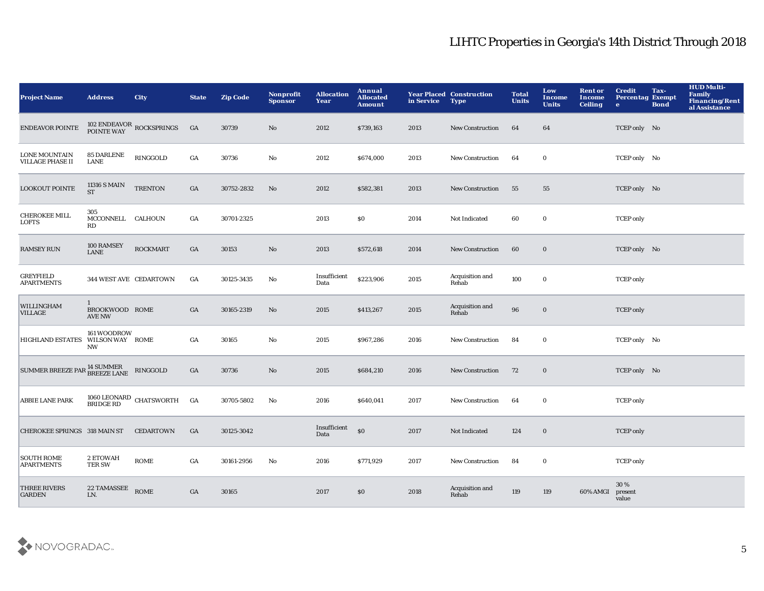# LIHTC Properties in Georgia's 14th District Through 2018

| Project Name | Address | City | State | Zip Code | Nonprofit Sponsor | Allocation Year | Annual Allocated Amount | Year Placed in Service | Construction Type | Total Units | Low Income Units | Rent or Income Ceiling | Credit Percentage | Tax-Exempt Bond | HUD Multi-Family Financing/Rental Assistance |
|---|---|---|---|---|---|---|---|---|---|---|---|---|---|---|---|
| ENDEAVOR POINTE | 102 ENDEAVOR POINTE WAY | ROCKSPRINGS | GA | 30739 | No | 2012 | $739,163 | 2013 | New Construction | 64 | 64 | | TCEP only | No | |
| LONE MOUNTAIN VILLAGE PHASE II | 85 DARLENE LANE | RINGGOLD | GA | 30736 | No | 2012 | $674,000 | 2013 | New Construction | 64 | 0 | | TCEP only | No | |
| LOOKOUT POINTE | 11316 S MAIN ST | TRENTON | GA | 30752-2832 | No | 2012 | $582,381 | 2013 | New Construction | 55 | 55 | | TCEP only | No | |
| CHEROKEE MILL LOFTS | 305 MCCONNELL RD | CALHOUN | GA | 30701-2325 | | 2013 | $0 | 2014 | Not Indicated | 60 | 0 | | TCEP only | | |
| RAMSEY RUN | 100 RAMSEY LANE | ROCKMART | GA | 30153 | No | 2013 | $572,618 | 2014 | New Construction | 60 | 0 | | TCEP only | No | |
| GREYFIELD APARTMENTS | 344 WEST AVE | CEDARTOWN | GA | 30125-3435 | No | Insufficient Data | $223,906 | 2015 | Acquisition and Rehab | 100 | 0 | | TCEP only | | |
| WILLINGHAM VILLAGE | 1 BROOKWOOD AVE NW | ROME | GA | 30165-2319 | No | 2015 | $413,267 | 2015 | Acquisition and Rehab | 96 | 0 | | TCEP only | | |
| HIGHLAND ESTATES | 161 WOODROW WILSON WAY NW | ROME | GA | 30165 | No | 2015 | $967,286 | 2016 | New Construction | 84 | 0 | | TCEP only | No | |
| SUMMER BREEZE PAR | 14 SUMMER BREEZE LANE | RINGGOLD | GA | 30736 | No | 2015 | $684,210 | 2016 | New Construction | 72 | 0 | | TCEP only | No | |
| ABBIE LANE PARK | 1060 LEONARD BRIDGE RD | CHATSWORTH | GA | 30705-5802 | No | 2016 | $640,041 | 2017 | New Construction | 64 | 0 | | TCEP only | | |
| CHEROKEE SPRINGS | 318 MAIN ST | CEDARTOWN | GA | 30125-3042 | | Insufficient Data | $0 | 2017 | Not Indicated | 124 | 0 | | TCEP only | | |
| SOUTH ROME APARTMENTS | 2 ETOWAH TER SW | ROME | GA | 30161-2956 | No | 2016 | $771,929 | 2017 | New Construction | 84 | 0 | | TCEP only | | |
| THREE RIVERS GARDEN | 22 TAMASSEE LN. | ROME | GA | 30165 | | 2017 | $0 | 2018 | Acquisition and Rehab | 119 | 119 | 60% AMGI | 30 % present value | | |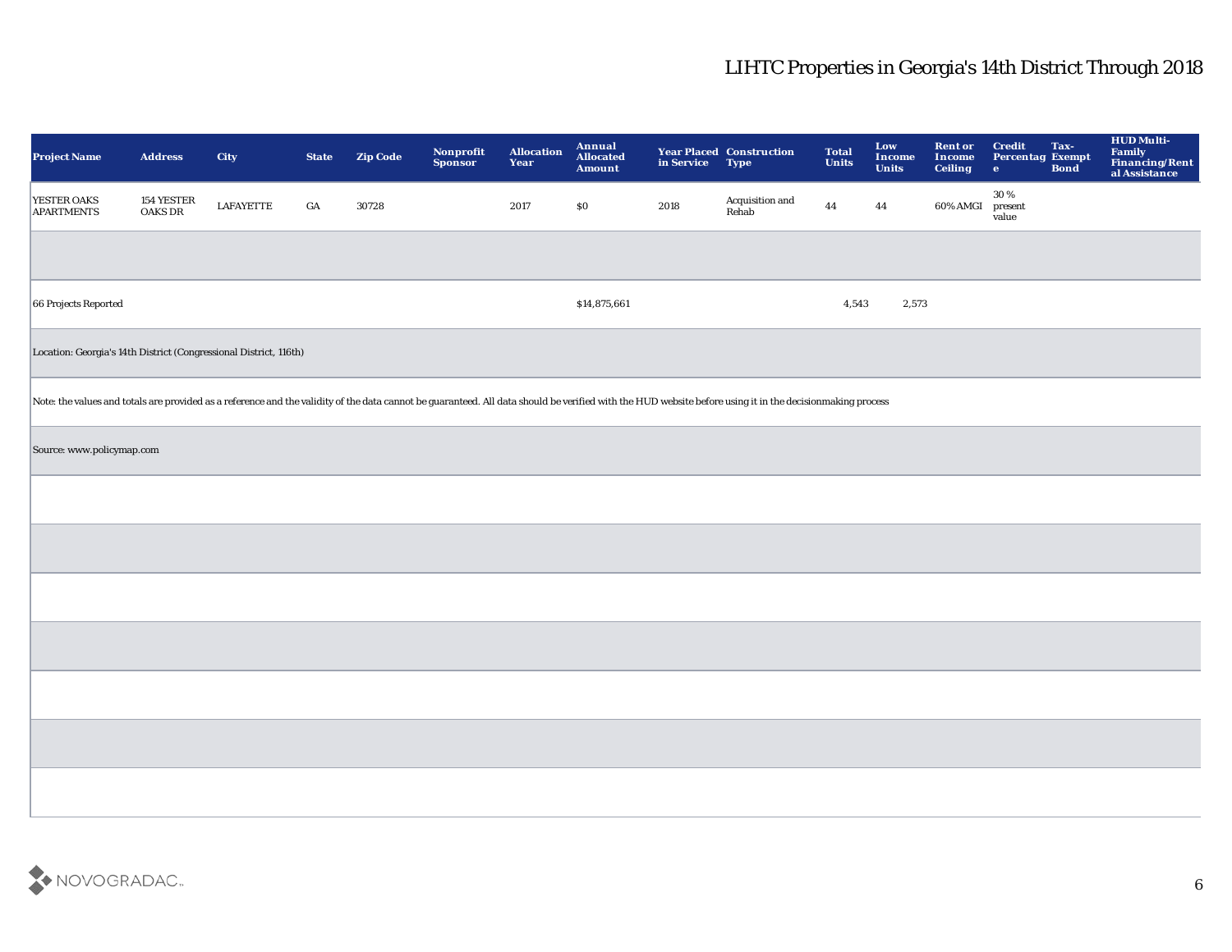| Project Name | Address | City | State | Zip Code | Nonprofit Sponsor | Allocation Year | Annual Allocated Amount | Year Placed in Service | Construction Type | Total Units | Low Income Units | Rent or Income Ceiling | Credit Percentage | Tax-Exempt Bond | HUD Multi-Family Financing/Rental Assistance |
|---|---|---|---|---|---|---|---|---|---|---|---|---|---|---|---|
| YESTER OAKS APARTMENTS | 154 YESTER OAKS DR | LAFAYETTE | GA | 30728 | | 2017 | $0 | 2018 | Acquisition and Rehab | 44 | 44 | 60% AMGI | 30 % present value | | |
| | | | | | | | | | | | | | | | |
| 66 Projects Reported | | | | | | | $14,875,661 | | | 4,543 | 2,573 | | | | |

Location: Georgia's 14th District (Congressional District, 116th)

Note: the values and totals are provided as a reference and the validity of the data cannot be guaranteed. All data should be verified with the HUD website before using it in the decisionmaking process

Source: www.policymap.com